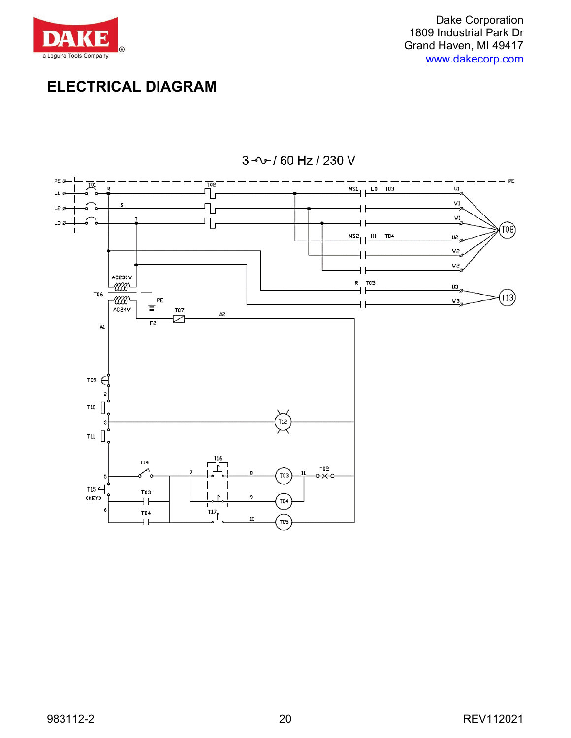# ELECTRICAL DIAGRAM

3~ / 60 Hz / 230 V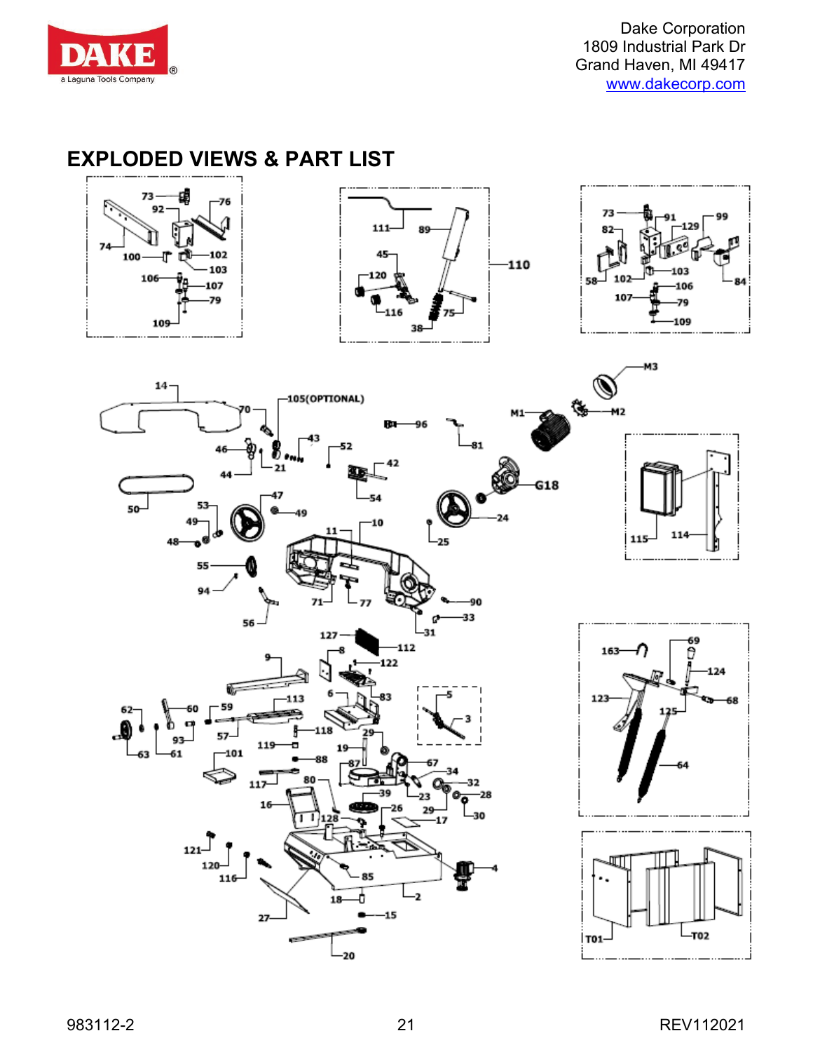# EXPLODED VIEWS & PART LIST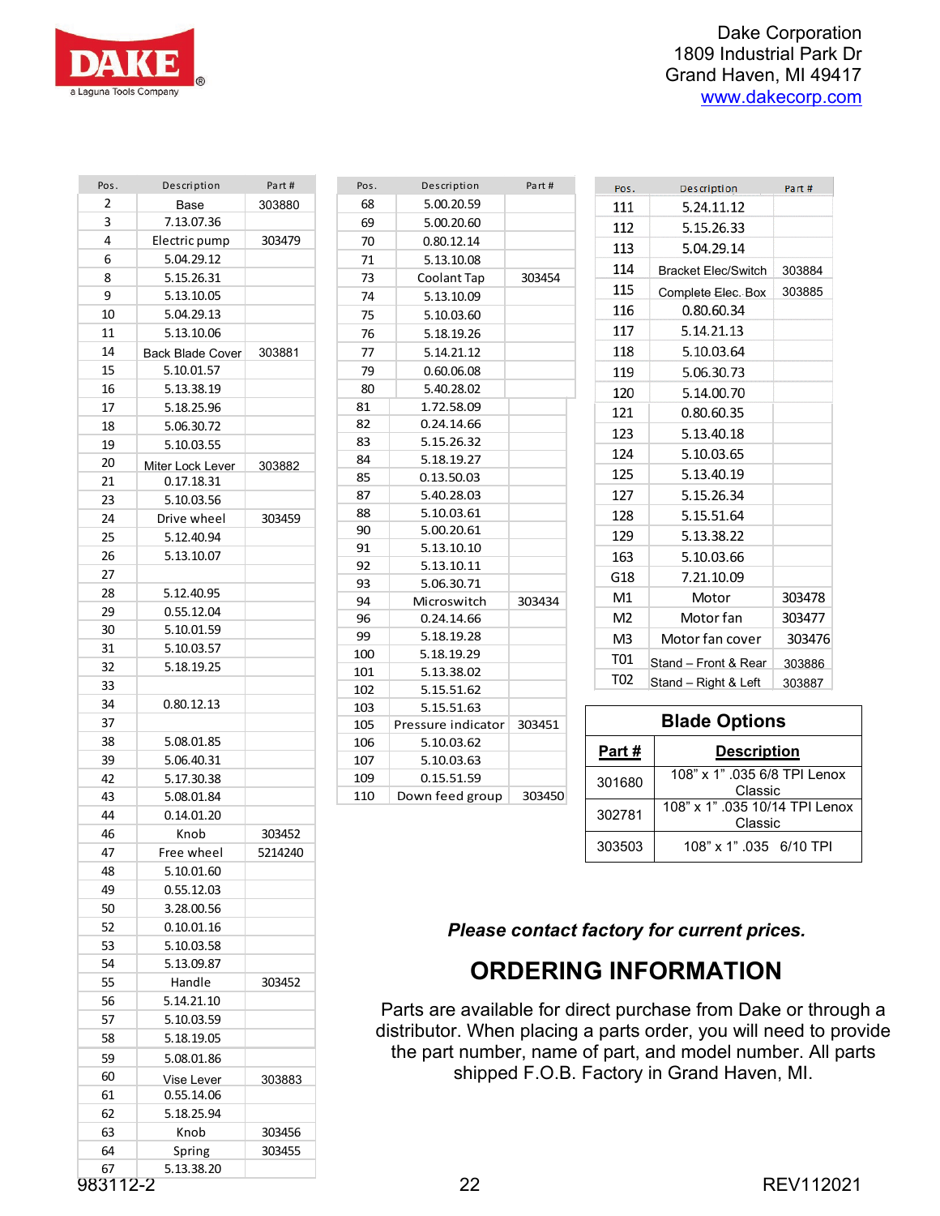Dake Corporation
1809 Industrial Park Dr
Grand Haven, MI 49417
www.dakecorp.com

| Pos. | Description | Part # |
|---|---|---|
| 2 | Base | 303880 |
| 3 | 7.13.07.36 | |
| 4 | Electric pump | 303479 |
| 6 | 5.04.29.12 | |
| 8 | 5.15.26.31 | |
| 9 | 5.13.10.05 | |
| 10 | 5.04.29.13 | |
| 11 | 5.13.10.06 | |
| 14 | Back Blade Cover | 303881 |
| 15 | 5.10.01.57 | |
| 16 | 5.13.38.19 | |
| 17 | 5.18.25.96 | |
| 18 | 5.06.30.72 | |
| 19 | 5.10.03.55 | |
| 20 | Miter Lock Lever | 303882 |
| 21 | 0.17.18.31 | |
| 23 | 5.10.03.56 | |
| 24 | Drive wheel | 303459 |
| 25 | 5.12.40.94 | |
| 26 | 5.13.10.07 | |
| 27 | | |
| 28 | 5.12.40.95 | |
| 29 | 0.55.12.04 | |
| 30 | 5.10.01.59 | |
| 31 | 5.10.03.57 | |
| 32 | 5.18.19.25 | |
| 33 | | |
| 34 | 0.80.12.13 | |
| 37 | | |
| 38 | 5.08.01.85 | |
| 39 | 5.06.40.31 | |
| 42 | 5.17.30.38 | |
| 43 | 5.08.01.84 | |
| 44 | 0.14.01.20 | |
| 46 | Knob | 303452 |
| 47 | Free wheel | 5214240 |
| 48 | 5.10.01.60 | |
| 49 | 0.55.12.03 | |
| 50 | 3.28.00.56 | |
| 52 | 0.10.01.16 | |
| 53 | 5.10.03.58 | |
| 54 | 5.13.09.87 | |
| 55 | Handle | 303452 |
| 56 | 5.14.21.10 | |
| 57 | 5.10.03.59 | |
| 58 | 5.18.19.05 | |
| 59 | 5.08.01.86 | |
| 60 | Vise Lever | 303883 |
| 61 | 0.55.14.06 | |
| 62 | 5.18.25.94 | |
| 63 | Knob | 303456 |
| 64 | Spring | 303455 |
| 67 | 5.13.38.20 | |

| Pos. | Description | Part # |
|---|---|---|
| 68 | 5.00.20.59 | |
| 69 | 5.00.20.60 | |
| 70 | 0.80.12.14 | |
| 71 | 5.13.10.08 | |
| 73 | Coolant Tap | 303454 |
| 74 | 5.13.10.09 | |
| 75 | 5.10.03.60 | |
| 76 | 5.18.19.26 | |
| 77 | 5.14.21.12 | |
| 79 | 0.60.06.08 | |
| 80 | 5.40.28.02 | |
| 81 | 1.72.58.09 | |
| 82 | 0.24.14.66 | |
| 83 | 5.15.26.32 | |
| 84 | 5.18.19.27 | |
| 85 | 0.13.50.03 | |
| 87 | 5.40.28.03 | |
| 88 | 5.10.03.61 | |
| 90 | 5.00.20.61 | |
| 91 | 5.13.10.10 | |
| 92 | 5.13.10.11 | |
| 93 | 5.06.30.71 | |
| 94 | Microswitch | 303434 |
| 96 | 0.24.14.66 | |
| 99 | 5.18.19.28 | |
| 100 | 5.18.19.29 | |
| 101 | 5.13.38.02 | |
| 102 | 5.15.51.62 | |
| 103 | 5.15.51.63 | |
| 105 | Pressure indicator | 303451 |
| 106 | 5.10.03.62 | |
| 107 | 5.10.03.63 | |
| 109 | 0.15.51.59 | |
| 110 | Down feed group | 303450 |

| Pos. | Description | Part # |
|---|---|---|
| 111 | 5.24.11.12 | |
| 112 | 5.15.26.33 | |
| 113 | 5.04.29.14 | |
| 114 | Bracket Elec/Switch | 303884 |
| 115 | Complete Elec. Box | 303885 |
| 116 | 0.80.60.34 | |
| 117 | 5.14.21.13 | |
| 118 | 5.10.03.64 | |
| 119 | 5.06.30.73 | |
| 120 | 5.14.00.70 | |
| 121 | 0.80.60.35 | |
| 123 | 5.13.40.18 | |
| 124 | 5.10.03.65 | |
| 125 | 5.13.40.19 | |
| 127 | 5.15.26.34 | |
| 128 | 5.15.51.64 | |
| 129 | 5.13.38.22 | |
| 163 | 5.10.03.66 | |
| G18 | 7.21.10.09 | |
| M1 | Motor | 303478 |
| M2 | Motor fan | 303477 |
| M3 | Motor fan cover | 303476 |
| T01 | Stand – Front & Rear | 303886 |
| T02 | Stand – Right & Left | 303887 |

## Blade Options

| Part # | Description |
|---|---|
| 301680 | 108" x 1" .035 6/8 TPI Lenox Classic |
| 302781 | 108" x 1" .035 10/14 TPI Lenox Classic |
| 303503 | 108" x 1" .035 6/10 TPI |

***Please contact factory for current prices.***

## ORDERING INFORMATION

Parts are available for direct purchase from Dake or through a distributor. When placing a parts order, you will need to provide the part number, name of part, and model number. All parts shipped F.O.B. Factory in Grand Haven, MI.

983112-2 REV112021